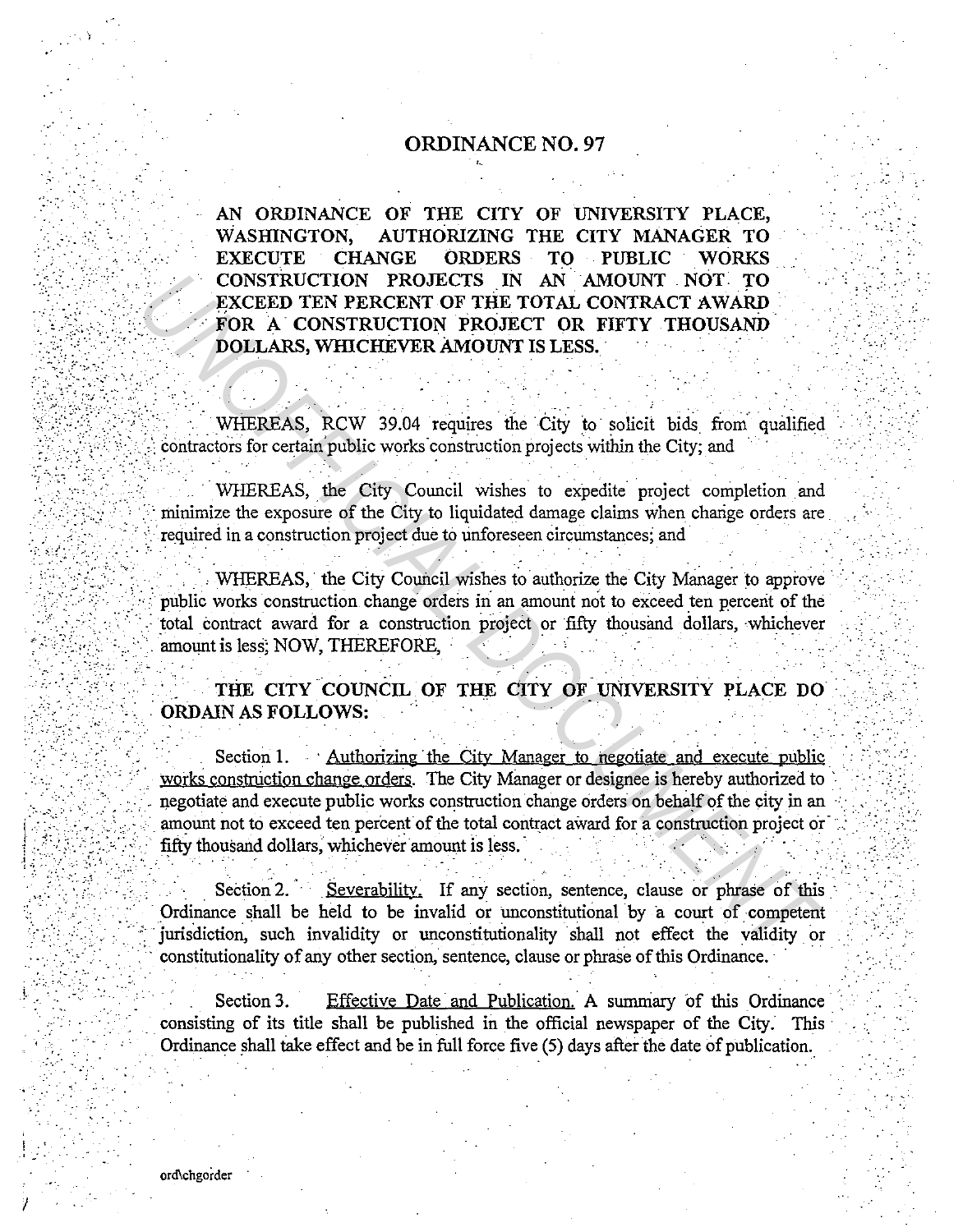# ORDINANCE NO. 97

**AN ORDINANCE OF THE CITY OF UNIVERSITY PLACE, WASHINGTON, AUTHORIZING THE CITY MANAGER TO EXECUTE CHANGE ORDERS TO PUBLIC WORKS CONSTRUCTION PROJECTS IN AN AMOUNT NOT TO EXCEED TEN PERCENT OF THE TOTAL CONTRACT AWARD FOR A CONSTRUCTION PROJECT OR FIFTY THOUSAND DOLLARS, WHICHEVER AMOUNT IS LESS.**

WHEREAS, RCW 39.04 requires the City to solicit bids from qualified contractors for certain public works construction projects within the City; and

WHEREAS, the City Council wishes to expedite project completion and minimize the exposure of the City to liquidated damage claims when change orders are required in a construction project due to unforeseen circumstances; and

WHEREAS, the City Council wishes to authorize the City Manager to approve public works construction change orders in an amount not to exceed ten percent of the total contract award for a construction project or fifty thousand dollars, whichever amount is less; NOW, THEREFORE,

**THE CITY COUNCIL OF THE CITY OF UNIVERSITY PLACE DO ORDAIN AS FOLLOWS:**

Section 1. Authorizing the City Manager to negotiate and execute public works construction change orders. The City Manager or designee is hereby authorized to negotiate and execute public works construction change orders on behalf of the city in an amount not to exceed ten percent of the total contract award for a construction project or fifty thousand dollars, whichever amount is less.

Section 2. Severability. If any section, sentence, clause or phrase of this Ordinance shall be held to be invalid or unconstitutional by a court of competent jurisdiction, such invalidity or unconstitutionality shall not effect the validity or constitutionality of any other section, sentence, clause or phrase of this Ordinance.

Section 3. Effective Date and Publication. A summary of this Ordinance consisting of its title shall be published in the official newspaper of the City. This Ordinance shall take effect and be in full force five (5) days after the date of publication.

ord\chgorder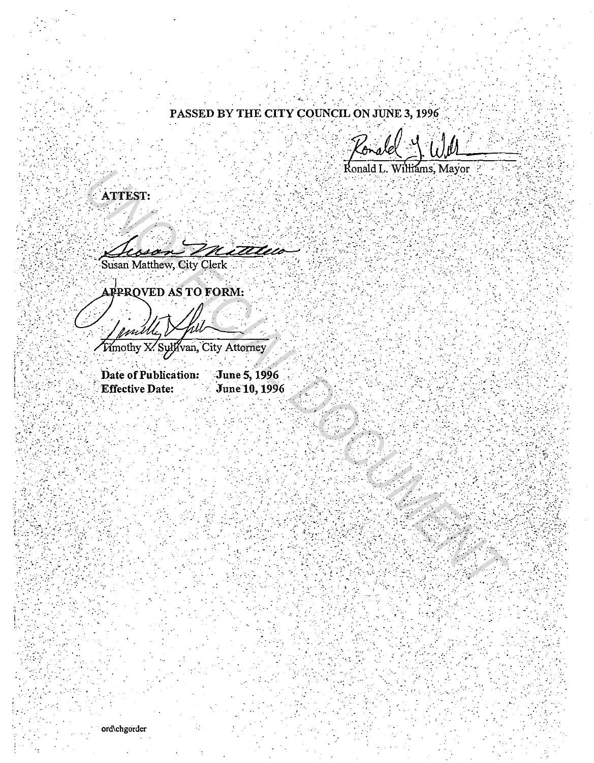**PASSED BY THE CITY COUNCIL ON JUNE 3, 1996**

Ronald L. Williams, Mayor

**ATTEST:**

Susan Matthew, City Clerk

**APPROVED AS TO FORM:**

Timothy X. Sullivan, City Attorney

**Date of Publication:** June 5, 1996
**Effective Date:** June 10, 1996

ord\chgorder